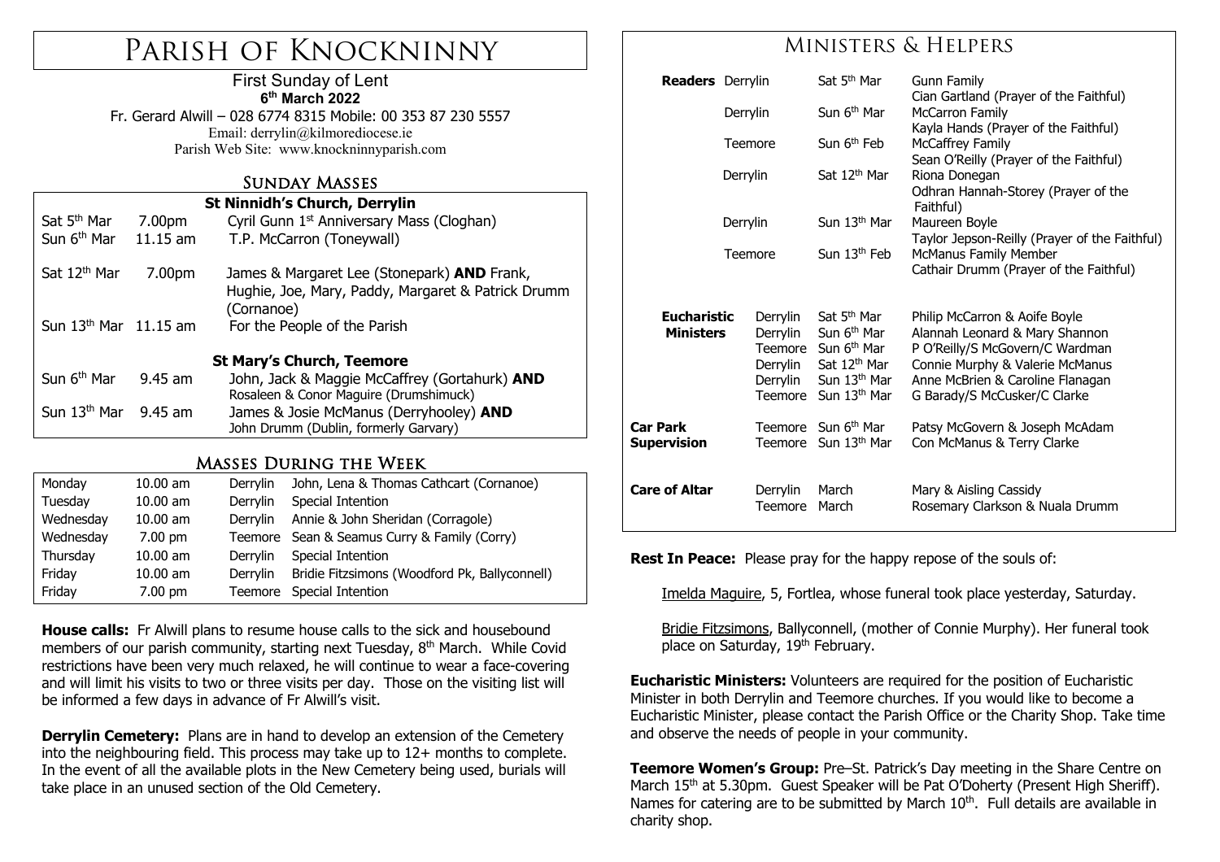# Parish of Knockninny

First Sunday of Lent
**6th March 2022**
Fr. Gerard Alwill – 028 6774 8315 Mobile: 00 353 87 230 5557
Email: derrylin@kilmorediocese.ie
Parish Web Site: www.knockninnyparish.com

## Sunday Masses

| St Ninnidh's Church, Derrylin | | |
|---|---|---|
| Sat 5th Mar | 7.00pm | Cyril Gunn 1st Anniversary Mass (Cloghan) |
| Sun 6th Mar | 11.15 am | T.P. McCarron (Toneywall) |
| Sat 12th Mar | 7.00pm | James & Margaret Lee (Stonepark) **AND** Frank, Hughie, Joe, Mary, Paddy, Margaret & Patrick Drumm (Cornanoe) |
| Sun 13th Mar | 11.15 am | For the People of the Parish |
| **St Mary's Church, Teemore** | | |
| Sun 6th Mar | 9.45 am | John, Jack & Maggie McCaffrey (Gortahurk) **AND** Rosaleen & Conor Maguire (Drumshimuck) |
| Sun 13th Mar | 9.45 am | James & Josie McManus (Derryhooley) **AND** John Drumm (Dublin, formerly Garvary) |

## Masses During the Week

| Day | Time | Church | Intention |
|---|---|---|---|
| Monday | 10.00 am | Derrylin | John, Lena & Thomas Cathcart (Cornanoe) |
| Tuesday | 10.00 am | Derrylin | Special Intention |
| Wednesday | 10.00 am | Derrylin | Annie & John Sheridan (Corragole) |
| Wednesday | 7.00 pm | Teemore | Sean & Seamus Curry & Family (Corry) |
| Thursday | 10.00 am | Derrylin | Special Intention |
| Friday | 10.00 am | Derrylin | Bridie Fitzsimons (Woodford Pk, Ballyconnell) |
| Friday | 7.00 pm | Teemore | Special Intention |

**House calls:** Fr Alwill plans to resume house calls to the sick and housebound members of our parish community, starting next Tuesday, 8th March. While Covid restrictions have been very much relaxed, he will continue to wear a face-covering and will limit his visits to two or three visits per day. Those on the visiting list will be informed a few days in advance of Fr Alwill's visit.

**Derrylin Cemetery:** Plans are in hand to develop an extension of the Cemetery into the neighbouring field. This process may take up to 12+ months to complete. In the event of all the available plots in the New Cemetery being used, burials will take place in an unused section of the Old Cemetery.

## Ministers & Helpers

| Role | Church | Date | Names |
|---|---|---|---|
| **Readers** | Derrylin | Sat 5th Mar | Gunn Family<br>Cian Gartland (Prayer of the Faithful) |
| | Derrylin | Sun 6th Mar | McCarron Family<br>Kayla Hands (Prayer of the Faithful) |
| | Teemore | Sun 6th Feb | McCaffrey Family<br>Sean O'Reilly (Prayer of the Faithful) |
| | Derrylin | Sat 12th Mar | Riona Donegan<br>Odhran Hannah-Storey (Prayer of the Faithful) |
| | Derrylin | Sun 13th Mar | Maureen Boyle<br>Taylor Jepson-Reilly (Prayer of the Faithful) |
| | Teemore | Sun 13th Feb | McManus Family Member<br>Cathair Drumm (Prayer of the Faithful) |
| **Eucharistic Ministers** | Derrylin | Sat 5th Mar | Philip McCarron & Aoife Boyle |
| | Derrylin | Sun 6th Mar | Alannah Leonard & Mary Shannon |
| | Teemore | Sun 6th Mar | P O'Reilly/S McGovern/C Wardman |
| | Derrylin | Sat 12th Mar | Connie Murphy & Valerie McManus |
| | Derrylin | Sun 13th Mar | Anne McBrien & Caroline Flanagan |
| | Teemore | Sun 13th Mar | G Barady/S McCusker/C Clarke |
| **Car Park Supervision** | Teemore | Sun 6th Mar | Patsy McGovern & Joseph McAdam |
| | Teemore | Sun 13th Mar | Con McManus & Terry Clarke |
| **Care of Altar** | Derrylin | March | Mary & Aisling Cassidy |
| | Teemore | March | Rosemary Clarkson & Nuala Drumm |

**Rest In Peace:** Please pray for the happy repose of the souls of:

Imelda Maguire, 5, Fortlea, whose funeral took place yesterday, Saturday.

Bridie Fitzsimons, Ballyconnell, (mother of Connie Murphy). Her funeral took place on Saturday, 19th February.

**Eucharistic Ministers:** Volunteers are required for the position of Eucharistic Minister in both Derrylin and Teemore churches. If you would like to become a Eucharistic Minister, please contact the Parish Office or the Charity Shop. Take time and observe the needs of people in your community.

**Teemore Women's Group:** Pre–St. Patrick's Day meeting in the Share Centre on March 15th at 5.30pm. Guest Speaker will be Pat O'Doherty (Present High Sheriff). Names for catering are to be submitted by March 10th. Full details are available in charity shop.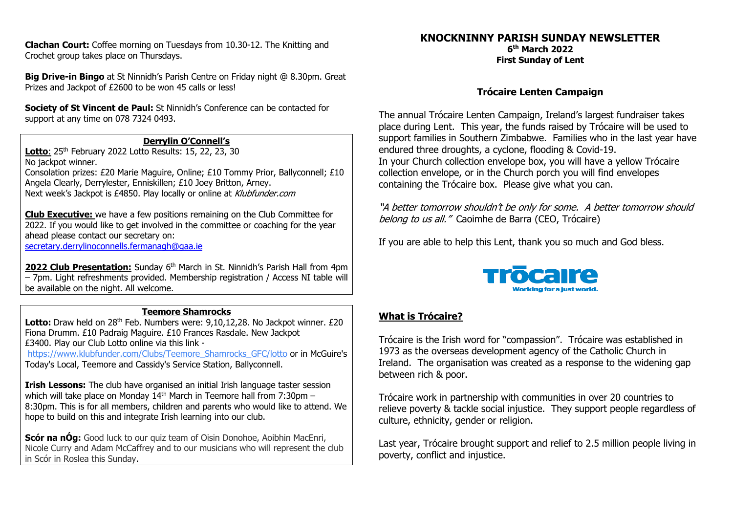**Clachan Court:** Coffee morning on Tuesdays from 10.30-12. The Knitting and Crochet group takes place on Thursdays.

**Big Drive-in Bingo** at St Ninnidh's Parish Centre on Friday night @ 8.30pm. Great Prizes and Jackpot of £2600 to be won 45 calls or less!

**Society of St Vincent de Paul:** St Ninnidh's Conference can be contacted for support at any time on 078 7324 0493.

**Derrylin O'Connell's**

**Lotto**: 25th February 2022 Lotto Results: 15, 22, 23, 30
No jackpot winner.
Consolation prizes: £20 Marie Maguire, Online; £10 Tommy Prior, Ballyconnell; £10 Angela Clearly, Derrylester, Enniskillen; £10 Joey Britton, Arney.
Next week's Jackpot is £4850. Play locally or online at *Klubfunder.com*

**Club Executive:** we have a few positions remaining on the Club Committee for 2022. If you would like to get involved in the committee or coaching for the year ahead please contact our secretary on:
secretary.derrylinoconnells.fermanagh@gaa.ie

**2022 Club Presentation:** Sunday 6th March in St. Ninnidh's Parish Hall from 4pm – 7pm. Light refreshments provided. Membership registration / Access NI table will be available on the night. All welcome.

**Teemore Shamrocks**

**Lotto:** Draw held on 28th Feb. Numbers were: 9,10,12,28. No Jackpot winner. £20 Fiona Drumm. £10 Padraig Maguire. £10 Frances Rasdale. New Jackpot £3400. Play our Club Lotto online via this link - https://www.klubfunder.com/Clubs/Teemore_Shamrocks_GFC/lotto or in McGuire's Today's Local, Teemore and Cassidy's Service Station, Ballyconnell.

**Irish Lessons:** The club have organised an initial Irish language taster session which will take place on Monday 14th March in Teemore hall from 7:30pm – 8:30pm. This is for all members, children and parents who would like to attend. We hope to build on this and integrate Irish learning into our club.

**Scór na nÓg:** Good luck to our quiz team of Oisin Donohoe, Aoibhin MacEnri, Nicole Curry and Adam McCaffrey and to our musicians who will represent the club in Scór in Roslea this Sunday.

# KNOCKNINNY PARISH SUNDAY NEWSLETTER

**6th March 2022**
**First Sunday of Lent**

## Trócaire Lenten Campaign

The annual Trócaire Lenten Campaign, Ireland's largest fundraiser takes place during Lent. This year, the funds raised by Trócaire will be used to support families in Southern Zimbabwe. Families who in the last year have endured three droughts, a cyclone, flooding & Covid-19.
In your Church collection envelope box, you will have a yellow Trócaire collection envelope, or in the Church porch you will find envelopes containing the Trócaire box. Please give what you can.

*"A better tomorrow shouldn't be only for some. A better tomorrow should belong to us all."* Caoimhe de Barra (CEO, Trócaire)

If you are able to help this Lent, thank you so much and God bless.

Trócaire
Working for a just world.

## What is Trócaire?

Trócaire is the Irish word for "compassion". Trócaire was established in 1973 as the overseas development agency of the Catholic Church in Ireland. The organisation was created as a response to the widening gap between rich & poor.

Trócaire work in partnership with communities in over 20 countries to relieve poverty & tackle social injustice. They support people regardless of culture, ethnicity, gender or religion.

Last year, Trócaire brought support and relief to 2.5 million people living in poverty, conflict and injustice.